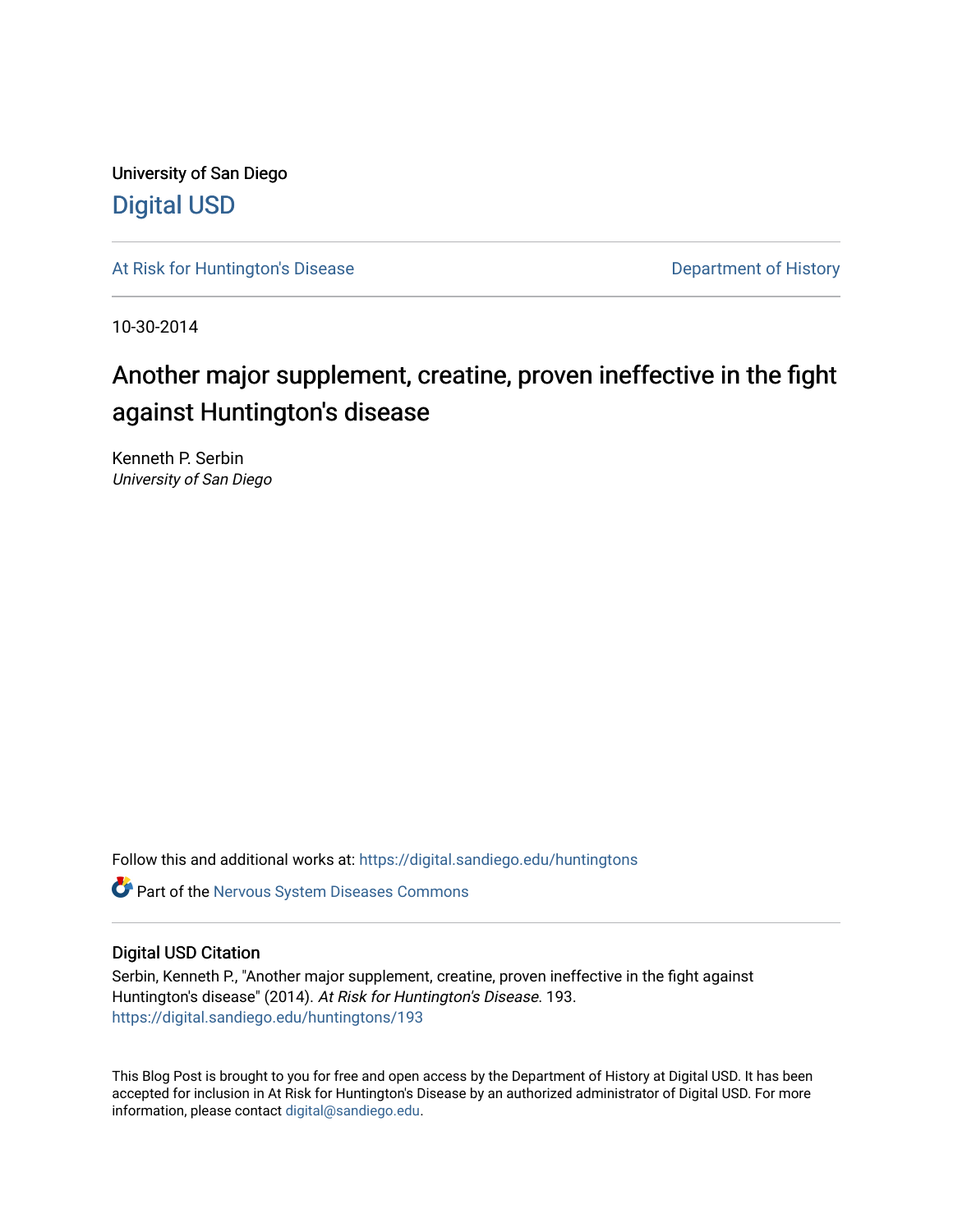University of San Diego

# Digital USD

At Risk for Huntington's Disease

Department of History

10-30-2014

# Another major supplement, creatine, proven ineffective in the fight against Huntington's disease

Kenneth P. Serbin
*University of San Diego*

Follow this and additional works at: https://digital.sandiego.edu/huntingtons

Part of the Nervous System Diseases Commons

## Digital USD Citation

Serbin, Kenneth P., "Another major supplement, creatine, proven ineffective in the fight against Huntington's disease" (2014). *At Risk for Huntington's Disease*. 193.
https://digital.sandiego.edu/huntingtons/193

This Blog Post is brought to you for free and open access by the Department of History at Digital USD. It has been accepted for inclusion in At Risk for Huntington's Disease by an authorized administrator of Digital USD. For more information, please contact digital@sandiego.edu.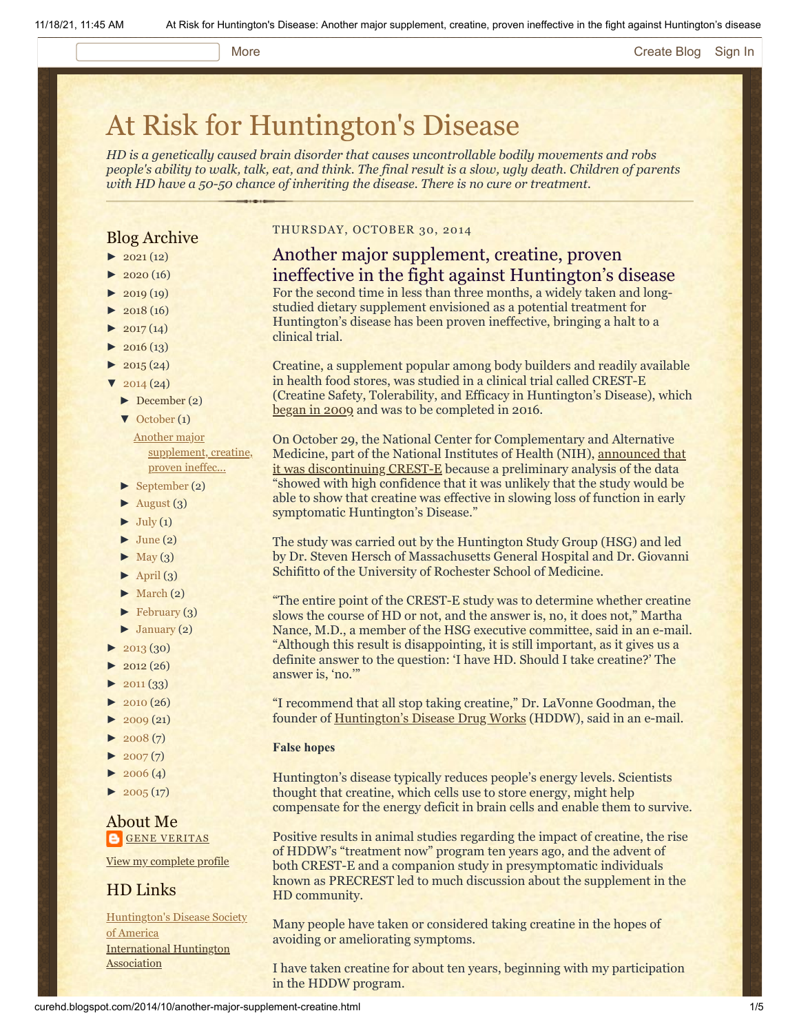# At Risk for Huntington's Disease

*HD is a genetically caused brain disorder that causes uncontrollable bodily movements and robs people's ability to walk, talk, eat, and think. The final result is a slow, ugly death. Children of parents with HD have a 50-50 chance of inheriting the disease. There is no cure or treatment.*

## Blog Archive

- ► 2021 (12)
- ► 2020 (16)
- ► 2019 (19)
- ► 2018 (16)
- ► 2017 (14)
- ► 2016 (13)
- ► 2015 (24)
- ▼ 2014 (24)
  - ► December (2)
  - ▼ October (1)
    - Another major supplement, creatine, proven ineffec...
  - ► September (2)
  - ► August (3)
  - ► July (1)
  - ► June (2)
  - ► May (3)
  - ► April (3)
  - ► March (2)
  - ► February (3)
  - ► January (2)
- ► 2013 (30)
- ► 2012 (26)
- ► 2011 (33)
- ► 2010 (26)
- ► 2009 (21)
- ► 2008 (7)
- ► 2007 (7)
- ► 2006 (4)
- ► 2005 (17)

## About Me

GENE VERITAS

View my complete profile

## HD Links

Huntington's Disease Society of America

International Huntington Association

THURSDAY, OCTOBER 30, 2014

## Another major supplement, creatine, proven ineffective in the fight against Huntington's disease

For the second time in less than three months, a widely taken and long-studied dietary supplement envisioned as a potential treatment for Huntington's disease has been proven ineffective, bringing a halt to a clinical trial.

Creatine, a supplement popular among body builders and readily available in health food stores, was studied in a clinical trial called CREST-E (Creatine Safety, Tolerability, and Efficacy in Huntington's Disease), which began in 2009 and was to be completed in 2016.

On October 29, the National Center for Complementary and Alternative Medicine, part of the National Institutes of Health (NIH), announced that it was discontinuing CREST-E because a preliminary analysis of the data "showed with high confidence that it was unlikely that the study would be able to show that creatine was effective in slowing loss of function in early symptomatic Huntington's Disease."

The study was carried out by the Huntington Study Group (HSG) and led by Dr. Steven Hersch of Massachusetts General Hospital and Dr. Giovanni Schifitto of the University of Rochester School of Medicine.

"The entire point of the CREST-E study was to determine whether creatine slows the course of HD or not, and the answer is, no, it does not," Martha Nance, M.D., a member of the HSG executive committee, said in an e-mail. "Although this result is disappointing, it is still important, as it gives us a definite answer to the question: 'I have HD. Should I take creatine?' The answer is, 'no.'"

"I recommend that all stop taking creatine," Dr. LaVonne Goodman, the founder of Huntington's Disease Drug Works (HDDW), said in an e-mail.

**False hopes**

Huntington's disease typically reduces people's energy levels. Scientists thought that creatine, which cells use to store energy, might help compensate for the energy deficit in brain cells and enable them to survive.

Positive results in animal studies regarding the impact of creatine, the rise of HDDW's "treatment now" program ten years ago, and the advent of both CREST-E and a companion study in presymptomatic individuals known as PRECREST led to much discussion about the supplement in the HD community.

Many people have taken or considered taking creatine in the hopes of avoiding or ameliorating symptoms.

I have taken creatine for about ten years, beginning with my participation in the HDDW program.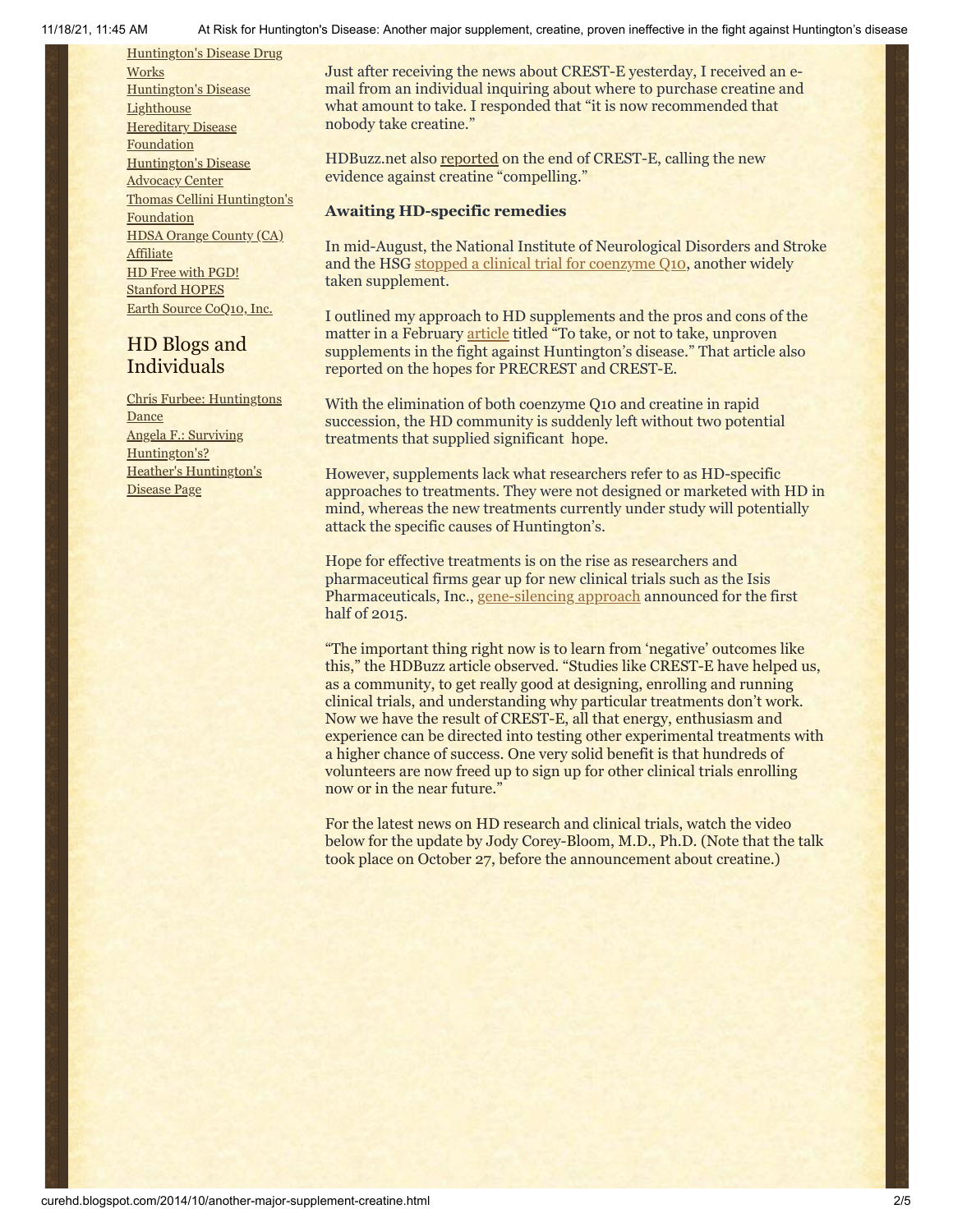[Huntington's Disease Drug Works](#)
[Huntington's Disease Lighthouse](#)
[Hereditary Disease Foundation](#)
[Huntington's Disease Advocacy Center](#)
[Thomas Cellini Huntington's Foundation](#)
[HDSA Orange County (CA) Affiliate](#)
[HD Free with PGD!](#)
[Stanford HOPES](#)
[Earth Source CoQ10, Inc.](#)

## HD Blogs and Individuals

[Chris Furbee: Huntingtons Dance](#)
[Angela F.: Surviving Huntington's?](#)
[Heather's Huntington's Disease Page](#)

Just after receiving the news about CREST-E yesterday, I received an e-mail from an individual inquiring about where to purchase creatine and what amount to take. I responded that "it is now recommended that nobody take creatine."

HDBuzz.net also reported on the end of CREST-E, calling the new evidence against creatine "compelling."

**Awaiting HD-specific remedies**

In mid-August, the National Institute of Neurological Disorders and Stroke and the HSG stopped a clinical trial for coenzyme Q10, another widely taken supplement.

I outlined my approach to HD supplements and the pros and cons of the matter in a February article titled "To take, or not to take, unproven supplements in the fight against Huntington's disease." That article also reported on the hopes for PRECREST and CREST-E.

With the elimination of both coenzyme Q10 and creatine in rapid succession, the HD community is suddenly left without two potential treatments that supplied significant hope.

However, supplements lack what researchers refer to as HD-specific approaches to treatments. They were not designed or marketed with HD in mind, whereas the new treatments currently under study will potentially attack the specific causes of Huntington's.

Hope for effective treatments is on the rise as researchers and pharmaceutical firms gear up for new clinical trials such as the Isis Pharmaceuticals, Inc., gene-silencing approach announced for the first half of 2015.

"The important thing right now is to learn from 'negative' outcomes like this," the HDBuzz article observed. "Studies like CREST-E have helped us, as a community, to get really good at designing, enrolling and running clinical trials, and understanding why particular treatments don't work. Now we have the result of CREST-E, all that energy, enthusiasm and experience can be directed into testing other experimental treatments with a higher chance of success. One very solid benefit is that hundreds of volunteers are now freed up to sign up for other clinical trials enrolling now or in the near future."

For the latest news on HD research and clinical trials, watch the video below for the update by Jody Corey-Bloom, M.D., Ph.D. (Note that the talk took place on October 27, before the announcement about creatine.)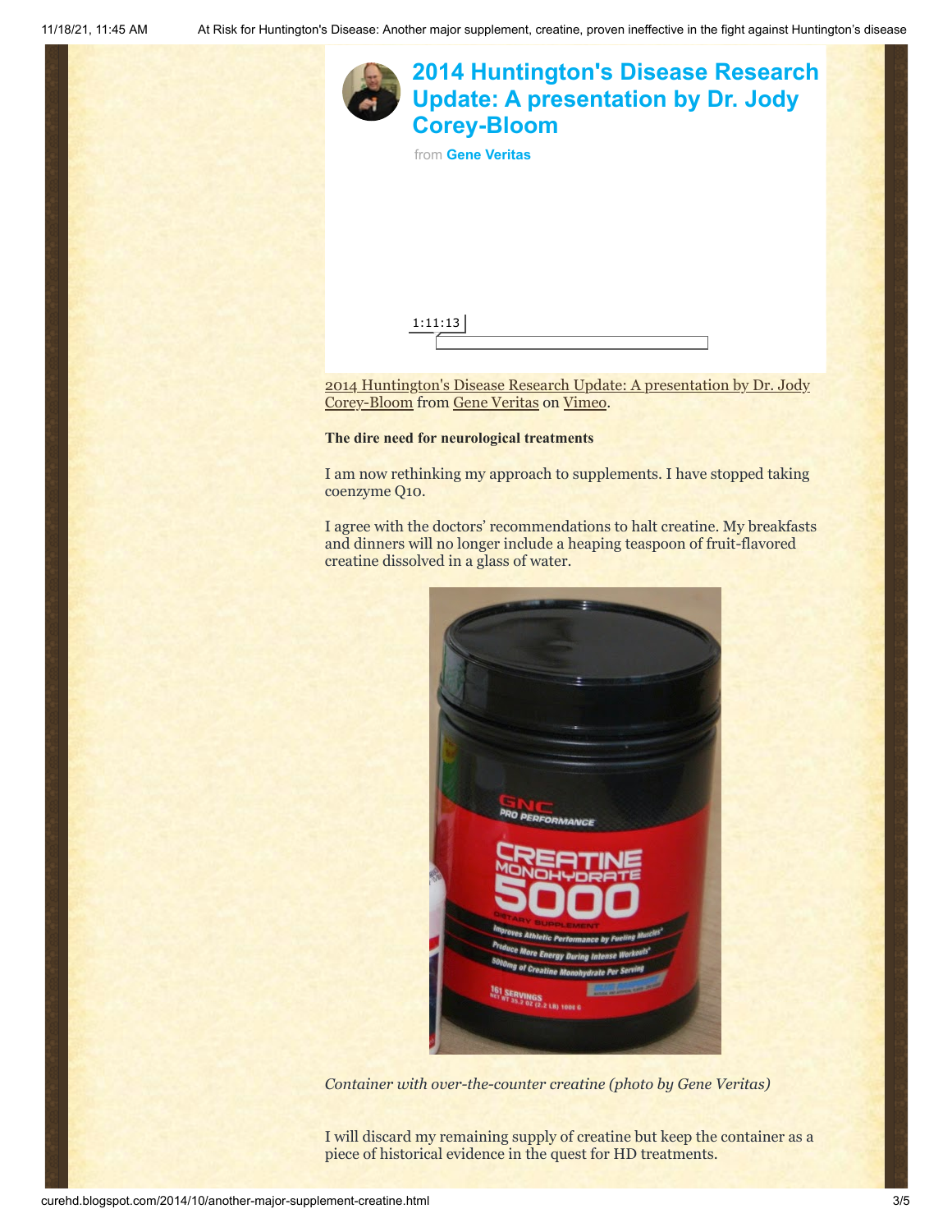**2014 Huntington's Disease Research Update: A presentation by Dr. Jody Corey-Bloom**

from **Gene Veritas**

1:11:13

2014 Huntington's Disease Research Update: A presentation by Dr. Jody Corey-Bloom from Gene Veritas on Vimeo.

**The dire need for neurological treatments**

I am now rethinking my approach to supplements. I have stopped taking coenzyme Q10.

I agree with the doctors' recommendations to halt creatine. My breakfasts and dinners will no longer include a heaping teaspoon of fruit-flavored creatine dissolved in a glass of water.

*Container with over-the-counter creatine (photo by Gene Veritas)*

I will discard my remaining supply of creatine but keep the container as a piece of historical evidence in the quest for HD treatments.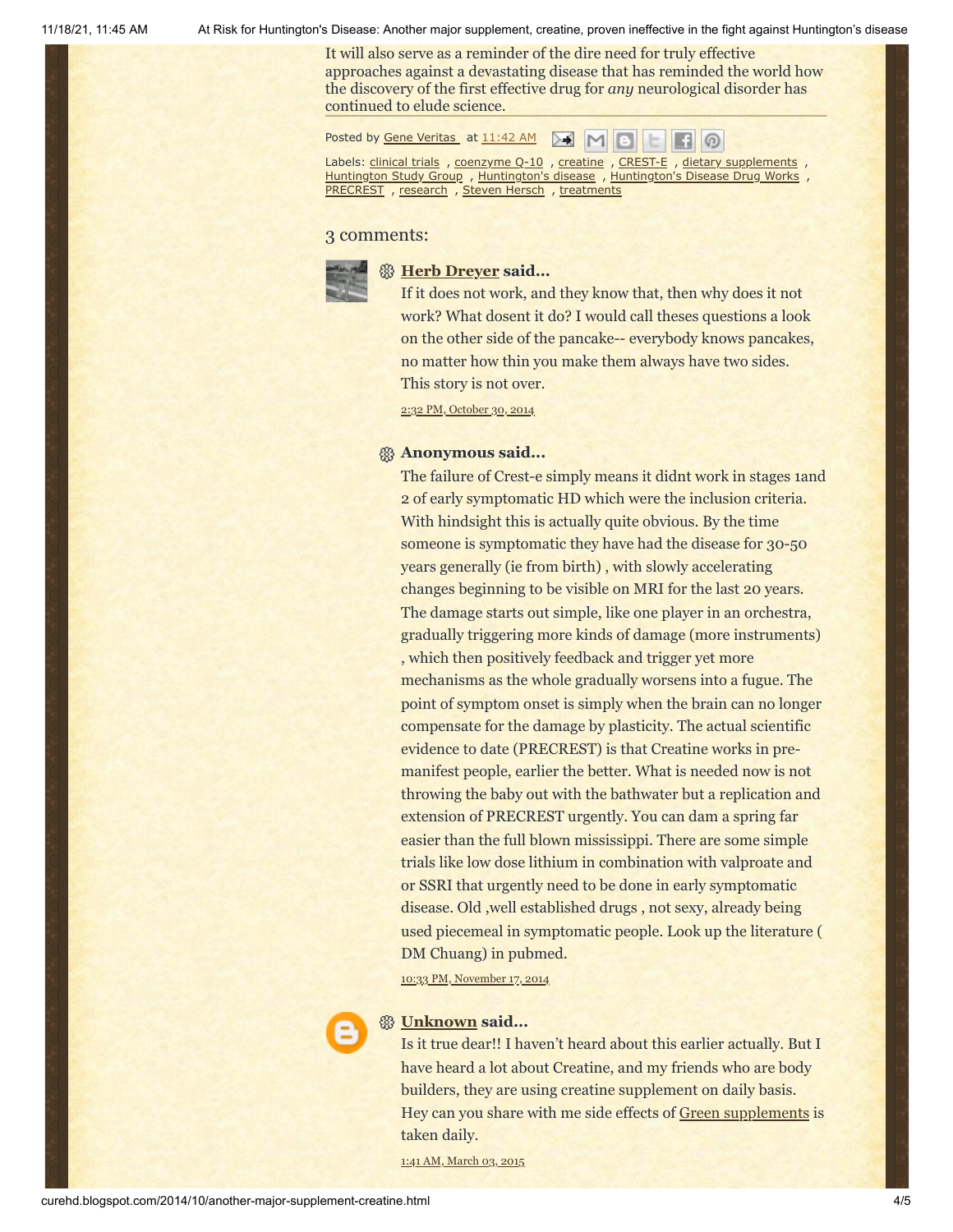It will also serve as a reminder of the dire need for truly effective approaches against a devastating disease that has reminded the world how the discovery of the first effective drug for *any* neurological disorder has continued to elude science.

Posted by Gene Veritas at 11:42 AM

Labels: clinical trials , coenzyme Q-10 , creatine , CREST-E , dietary supplements , Huntington Study Group , Huntington's disease , Huntington's Disease Drug Works , PRECREST , research , Steven Hersch , treatments

## 3 comments:

**Herb Dreyer said...**

If it does not work, and they know that, then why does it not work? What dosent it do? I would call theses questions a look on the other side of the pancake-- everybody knows pancakes, no matter how thin you make them always have two sides. This story is not over.

2:32 PM, October 30, 2014

**Anonymous said...**

The failure of Crest-e simply means it didnt work in stages 1and 2 of early symptomatic HD which were the inclusion criteria. With hindsight this is actually quite obvious. By the time someone is symptomatic they have had the disease for 30-50 years generally (ie from birth) , with slowly accelerating changes beginning to be visible on MRI for the last 20 years. The damage starts out simple, like one player in an orchestra, gradually triggering more kinds of damage (more instruments) , which then positively feedback and trigger yet more mechanisms as the whole gradually worsens into a fugue. The point of symptom onset is simply when the brain can no longer compensate for the damage by plasticity. The actual scientific evidence to date (PRECREST) is that Creatine works in pre-manifest people, earlier the better. What is needed now is not throwing the baby out with the bathwater but a replication and extension of PRECREST urgently. You can dam a spring far easier than the full blown mississippi. There are some simple trials like low dose lithium in combination with valproate and or SSRI that urgently need to be done in early symptomatic disease. Old ,well established drugs , not sexy, already being used piecemeal in symptomatic people. Look up the literature ( DM Chuang) in pubmed.

10:33 PM, November 17, 2014

**Unknown said...**

Is it true dear!! I haven't heard about this earlier actually. But I have heard a lot about Creatine, and my friends who are body builders, they are using creatine supplement on daily basis. Hey can you share with me side effects of Green supplements is taken daily.

1:41 AM, March 03, 2015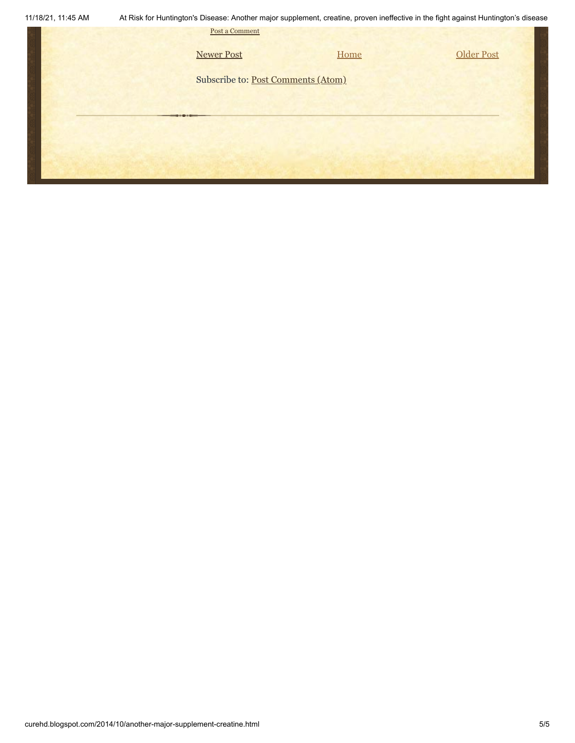Post a Comment

Newer Post Home Older Post

Subscribe to: Post Comments (Atom)